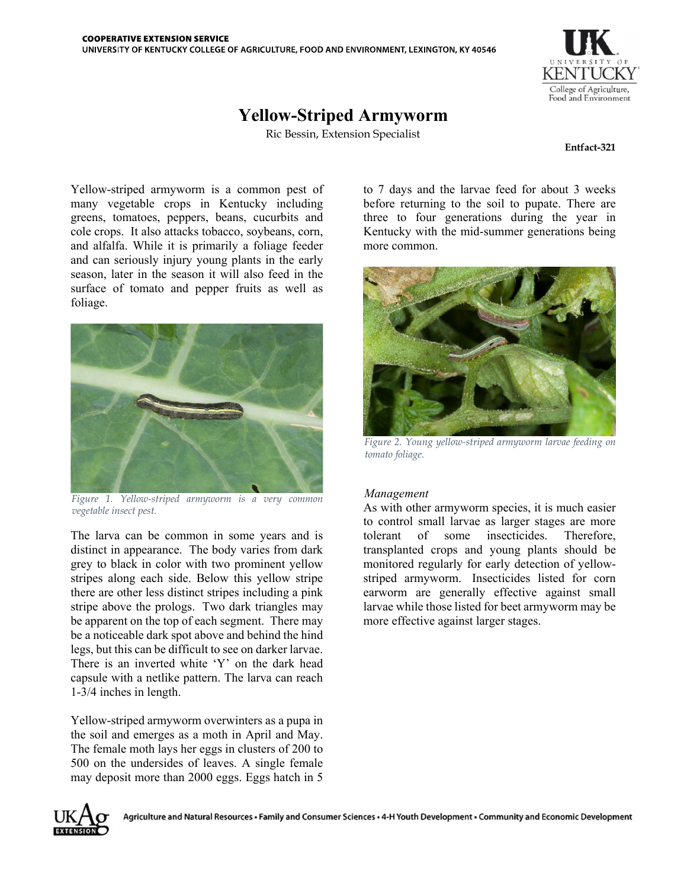COOPERATIVE EXTENSION SERVICE
UNIVERSITY OF KENTUCKY COLLEGE OF AGRICULTURE, FOOD AND ENVIRONMENT, LEXINGTON, KY 40546

# Yellow-Striped Armyworm

Ric Bessin, Extension Specialist

**Entfact-321**

Yellow-striped armyworm is a common pest of many vegetable crops in Kentucky including greens, tomatoes, peppers, beans, cucurbits and cole crops. It also attacks tobacco, soybeans, corn, and alfalfa. While it is primarily a foliage feeder and can seriously injure young plants in the early season, later in the season it will also feed in the surface of tomato and pepper fruits as well as foliage.

*Figure 1. Yellow-striped armyworm is a very common vegetable insect pest.*

The larva can be common in some years and is distinct in appearance. The body varies from dark grey to black in color with two prominent yellow stripes along each side. Below this yellow stripe there are other less distinct stripes including a pink stripe above the prologs. Two dark triangles may be apparent on the top of each segment. There may be a noticeable dark spot above and behind the hind legs, but this can be difficult to see on darker larvae. There is an inverted white 'Y' on the dark head capsule with a netlike pattern. The larva can reach 1-3/4 inches in length.

Yellow-striped armyworm overwinters as a pupa in the soil and emerges as a moth in April and May. The female moth lays her eggs in clusters of 200 to 500 on the undersides of leaves. A single female may deposit more than 2000 eggs. Eggs hatch in 5 to 7 days and the larvae feed for about 3 weeks before returning to the soil to pupate. There are three to four generations during the year in Kentucky with the mid-summer generations being more common.

*Figure 2. Young yellow-striped armyworm larvae feeding on tomato foliage.*

### *Management*

As with other armyworm species, it is much easier to control small larvae as larger stages are more tolerant of some insecticides. Therefore, transplanted crops and young plants should be monitored regularly for early detection of yellow-striped armyworm. Insecticides listed for corn earworm are generally effective against small larvae while those listed for beet armyworm may be more effective against larger stages.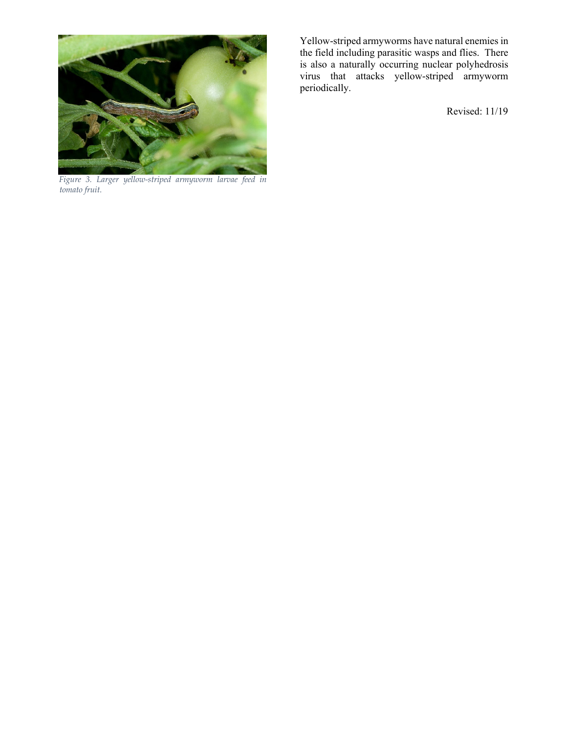*Figure 3. Larger yellow-striped armyworm larvae feed in tomato fruit.*

Yellow-striped armyworms have natural enemies in the field including parasitic wasps and flies. There is also a naturally occurring nuclear polyhedrosis virus that attacks yellow-striped armyworm periodically.

Revised: 11/19